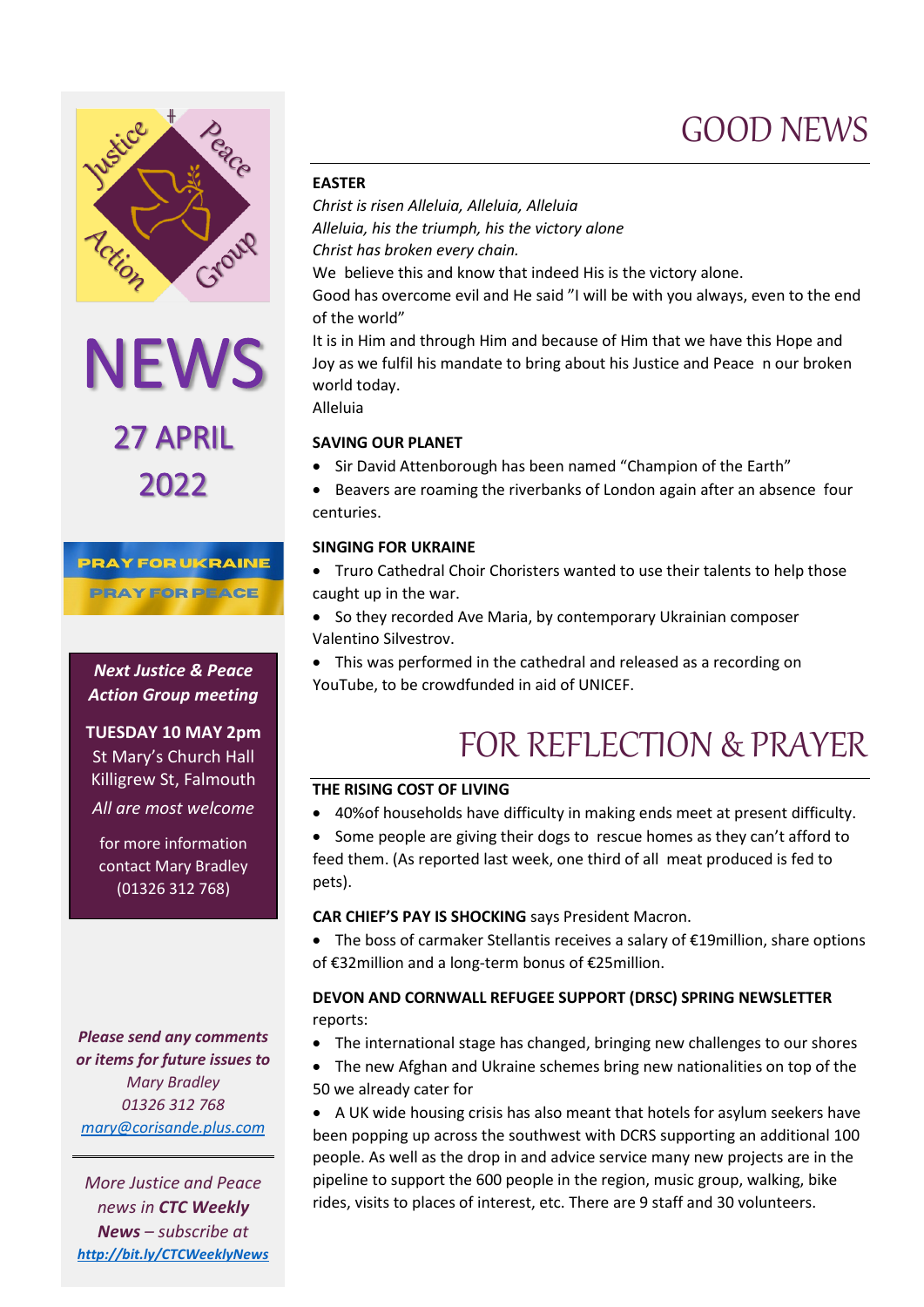Justice Peace Action Group

# NEWS

## 27 APRIL 2022

PRAY FOR UKRAINE
PRAY FOR PEACE

***Next Justice & Peace Action Group meeting***

**TUESDAY 10 MAY 2pm**
St Mary's Church Hall
Killigrew St, Falmouth

*All are most welcome*

for more information contact Mary Bradley (01326 312 768)

***Please send any comments or items for future issues to*** *Mary Bradley 01326 312 768* [mary@corisande.plus.com](mailto:mary@corisande.plus.com)

*More Justice and Peace news in **CTC Weekly News** – subscribe at* ***http://bit.ly/CTCWeeklyNews***

# GOOD NEWS

**EASTER**

*Christ is risen Alleluia, Alleluia, Alleluia*
*Alleluia, his the triumph, his the victory alone*
*Christ has broken every chain.*

We believe this and know that indeed His is the victory alone.
Good has overcome evil and He said "I will be with you always, even to the end of the world"
It is in Him and through Him and because of Him that we have this Hope and Joy as we fulfil his mandate to bring about his Justice and Peace n our broken world today.
Alleluia

**SAVING OUR PLANET**

- Sir David Attenborough has been named "Champion of the Earth"
- Beavers are roaming the riverbanks of London again after an absence four centuries.

**SINGING FOR UKRAINE**

- Truro Cathedral Choir Choristers wanted to use their talents to help those caught up in the war.
- So they recorded Ave Maria, by contemporary Ukrainian composer Valentino Silvestrov.
- This was performed in the cathedral and released as a recording on YouTube, to be crowdfunded in aid of UNICEF.

# FOR REFLECTION & PRAYER

**THE RISING COST OF LIVING**

- 40%of households have difficulty in making ends meet at present difficulty.
- Some people are giving their dogs to rescue homes as they can't afford to feed them. (As reported last week, one third of all meat produced is fed to pets).

**CAR CHIEF'S PAY IS SHOCKING** says President Macron.

- The boss of carmaker Stellantis receives a salary of €19million, share options of €32million and a long-term bonus of €25million.

**DEVON AND CORNWALL REFUGEE SUPPORT (DRSC) SPRING NEWSLETTER** reports:

- The international stage has changed, bringing new challenges to our shores
- The new Afghan and Ukraine schemes bring new nationalities on top of the 50 we already cater for
- A UK wide housing crisis has also meant that hotels for asylum seekers have been popping up across the southwest with DCRS supporting an additional 100 people. As well as the drop in and advice service many new projects are in the pipeline to support the 600 people in the region, music group, walking, bike rides, visits to places of interest, etc. There are 9 staff and 30 volunteers.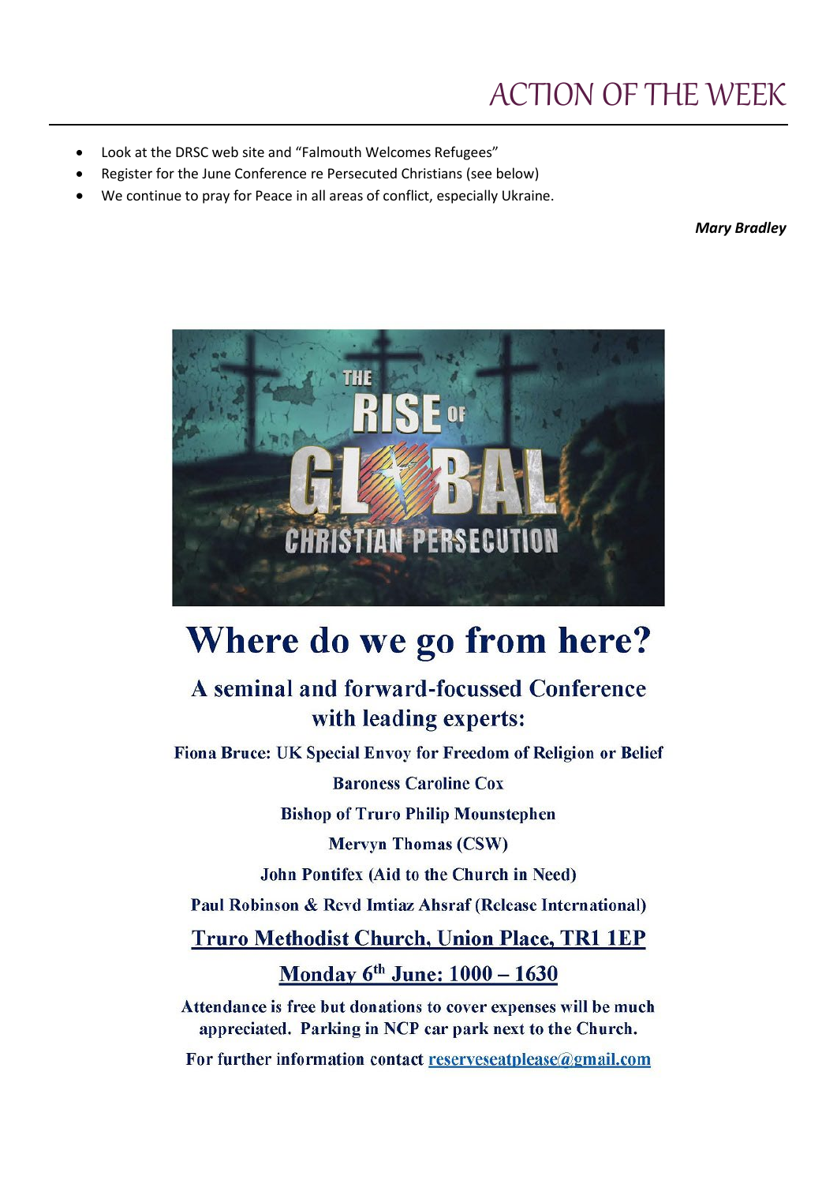# ACTION OF THE WEEK

- Look at the DRSC web site and "Falmouth Welcomes Refugees"
- Register for the June Conference re Persecuted Christians (see below)
- We continue to pray for Peace in all areas of conflict, especially Ukraine.

***Mary Bradley***

THE RISE OF GLOBAL CHRISTIAN PERSECUTION

# Where do we go from here?

## A seminal and forward-focussed Conference with leading experts:

**Fiona Bruce: UK Special Envoy for Freedom of Religion or Belief**

**Baroness Caroline Cox**

**Bishop of Truro Philip Mounstephen**

**Mervyn Thomas (CSW)**

**John Pontifex (Aid to the Church in Need)**

**Paul Robinson & Revd Imtiaz Ahsraf (Release International)**

**Truro Methodist Church, Union Place, TR1 1EP**

**Monday 6th June: 1000 – 1630**

**Attendance is free but donations to cover expenses will be much appreciated. Parking in NCP car park next to the Church.**

**For further information contact reserveseatplease@gmail.com**